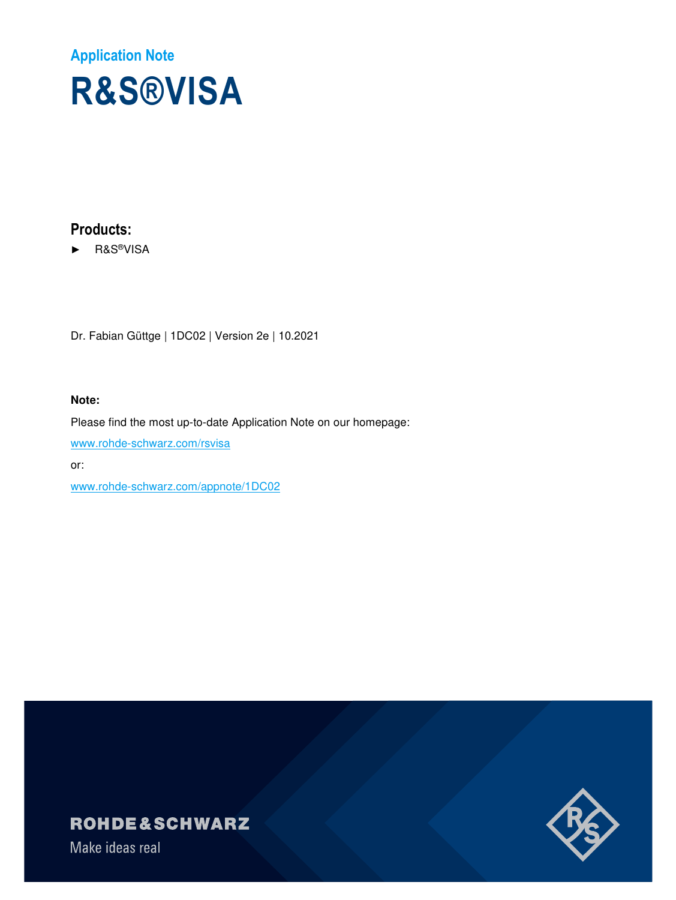Application Note

# R&S®VISA

## Products:

► R&S®VISA

Dr. Fabian Güttge | 1DC02 | Version 2e | 10.2021

**Note:**

Please find the most up-to-date Application Note on our homepage:

www.rohde-schwarz.com/rsvisa

or:

www.rohde-schwarz.com/appnote/1DC02

ROHDE&SCHWARZ

Make ideas real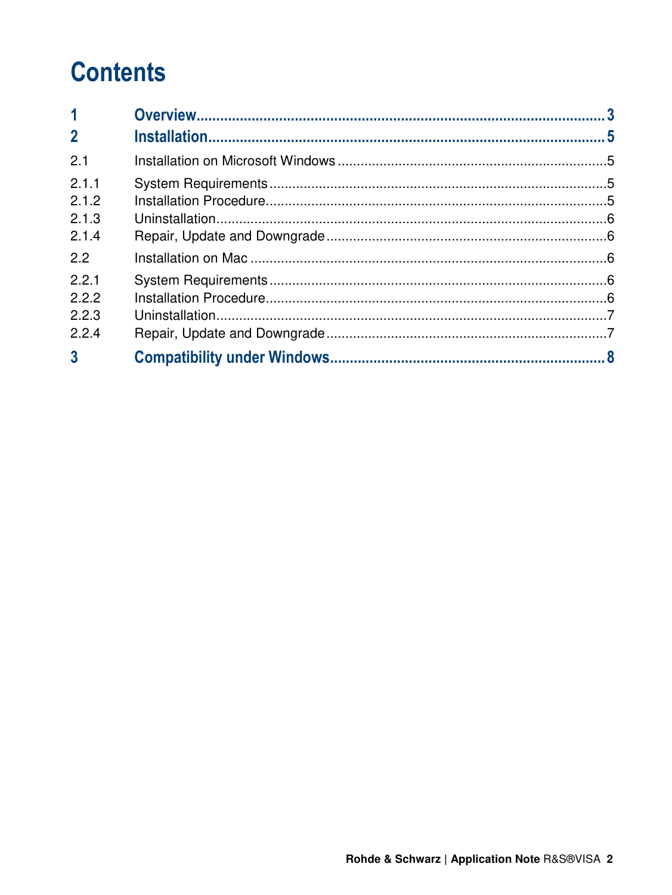# Contents

1 Overview........................................................................................................ 3

2 Installation..................................................................................................... 5

2.1 Installation on Microsoft Windows ......................................................................5

2.1.1 System Requirements ........................................................................................5

2.1.2 Installation Procedure..........................................................................................5

2.1.3 Uninstallation.......................................................................................................6

2.1.4 Repair, Update and Downgrade ..........................................................................6

2.2 Installation on Mac ..............................................................................................6

2.2.1 System Requirements ........................................................................................6

2.2.2 Installation Procedure..........................................................................................6

2.2.3 Uninstallation.......................................................................................................7

2.2.4 Repair, Update and Downgrade ..........................................................................7

3 Compatibility under Windows...................................................................... 8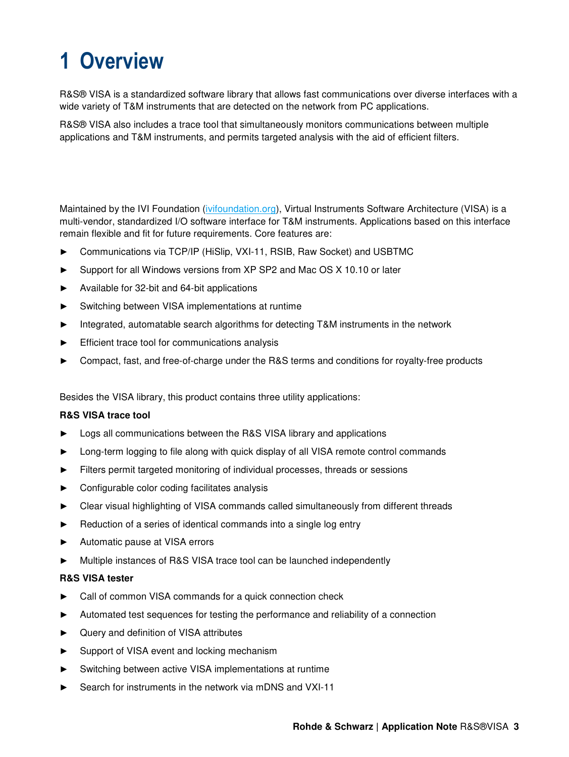# 1 Overview

R&S® VISA is a standardized software library that allows fast communications over diverse interfaces with a wide variety of T&M instruments that are detected on the network from PC applications.

R&S® VISA also includes a trace tool that simultaneously monitors communications between multiple applications and T&M instruments, and permits targeted analysis with the aid of efficient filters.

Maintained by the IVI Foundation (ivifoundation.org), Virtual Instruments Software Architecture (VISA) is a multi-vendor, standardized I/O software interface for T&M instruments. Applications based on this interface remain flexible and fit for future requirements. Core features are:

- Communications via TCP/IP (HiSlip, VXI-11, RSIB, Raw Socket) and USBTMC
- Support for all Windows versions from XP SP2 and Mac OS X 10.10 or later
- Available for 32-bit and 64-bit applications
- Switching between VISA implementations at runtime
- Integrated, automatable search algorithms for detecting T&M instruments in the network
- Efficient trace tool for communications analysis
- Compact, fast, and free-of-charge under the R&S terms and conditions for royalty-free products

Besides the VISA library, this product contains three utility applications:

**R&S VISA trace tool**

- Logs all communications between the R&S VISA library and applications
- Long-term logging to file along with quick display of all VISA remote control commands
- Filters permit targeted monitoring of individual processes, threads or sessions
- Configurable color coding facilitates analysis
- Clear visual highlighting of VISA commands called simultaneously from different threads
- Reduction of a series of identical commands into a single log entry
- Automatic pause at VISA errors
- Multiple instances of R&S VISA trace tool can be launched independently

**R&S VISA tester**

- Call of common VISA commands for a quick connection check
- Automated test sequences for testing the performance and reliability of a connection
- Query and definition of VISA attributes
- Support of VISA event and locking mechanism
- Switching between active VISA implementations at runtime
- Search for instruments in the network via mDNS and VXI-11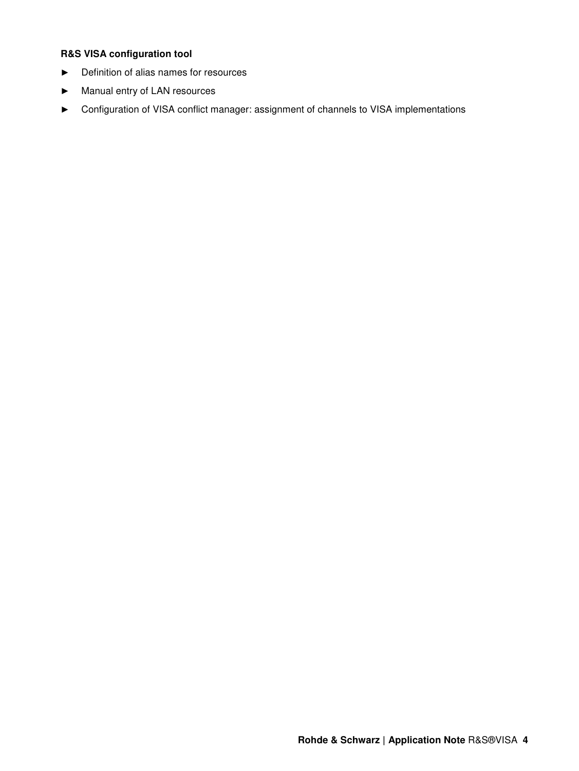**R&S VISA configuration tool**

- Definition of alias names for resources
- Manual entry of LAN resources
- Configuration of VISA conflict manager: assignment of channels to VISA implementations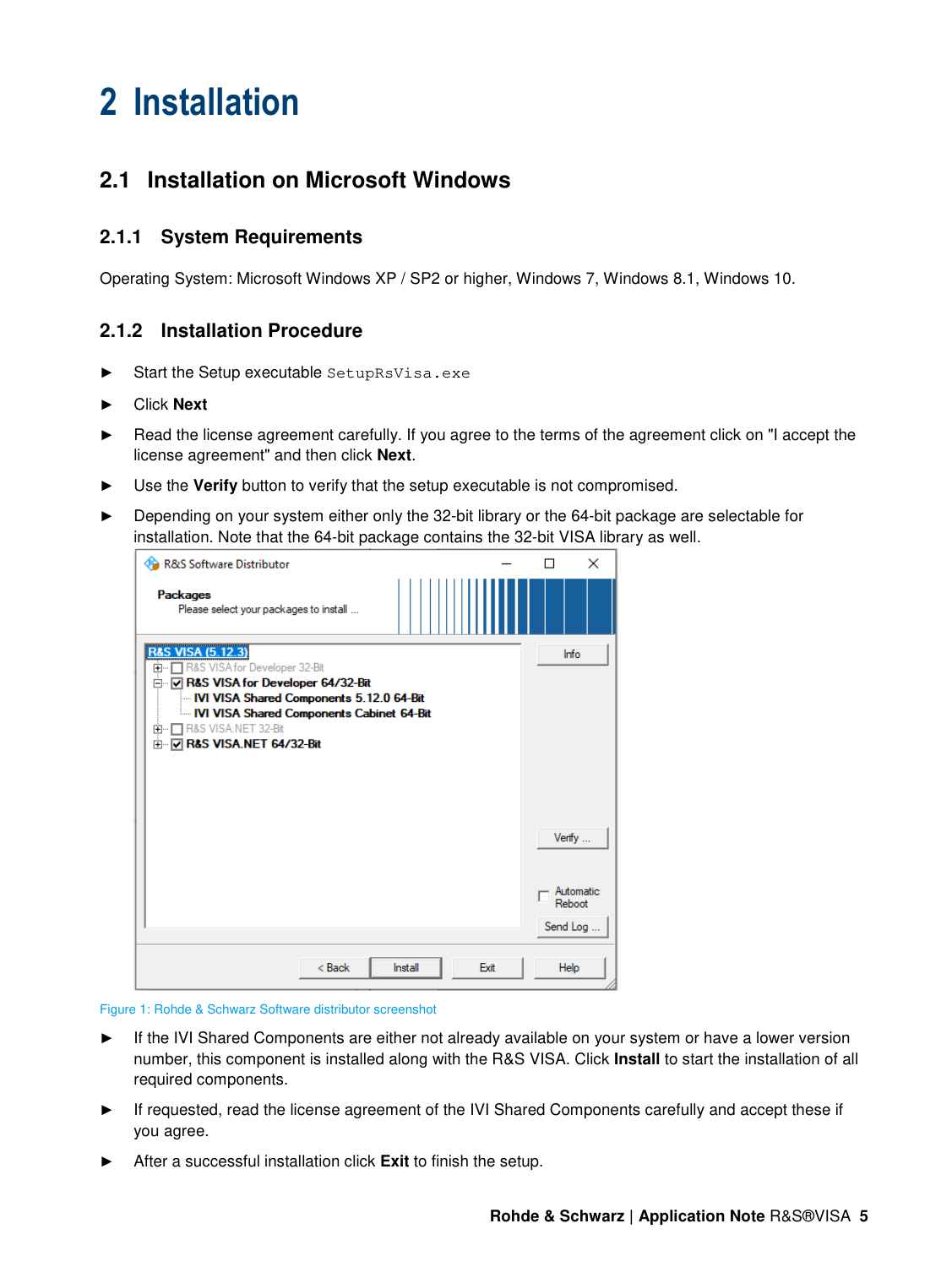# 2 Installation

## 2.1 Installation on Microsoft Windows

### 2.1.1 System Requirements

Operating System: Microsoft Windows XP / SP2 or higher, Windows 7, Windows 8.1, Windows 10.

### 2.1.2 Installation Procedure

- Start the Setup executable `SetupRsVisa.exe`
- Click **Next**
- Read the license agreement carefully. If you agree to the terms of the agreement click on "I accept the license agreement" and then click **Next**.
- Use the **Verify** button to verify that the setup executable is not compromised.
- Depending on your system either only the 32-bit library or the 64-bit package are selectable for installation. Note that the 64-bit package contains the 32-bit VISA library as well.

Figure 1: Rohde & Schwarz Software distributor screenshot

- If the IVI Shared Components are either not already available on your system or have a lower version number, this component is installed along with the R&S VISA. Click **Install** to start the installation of all required components.
- If requested, read the license agreement of the IVI Shared Components carefully and accept these if you agree.
- After a successful installation click **Exit** to finish the setup.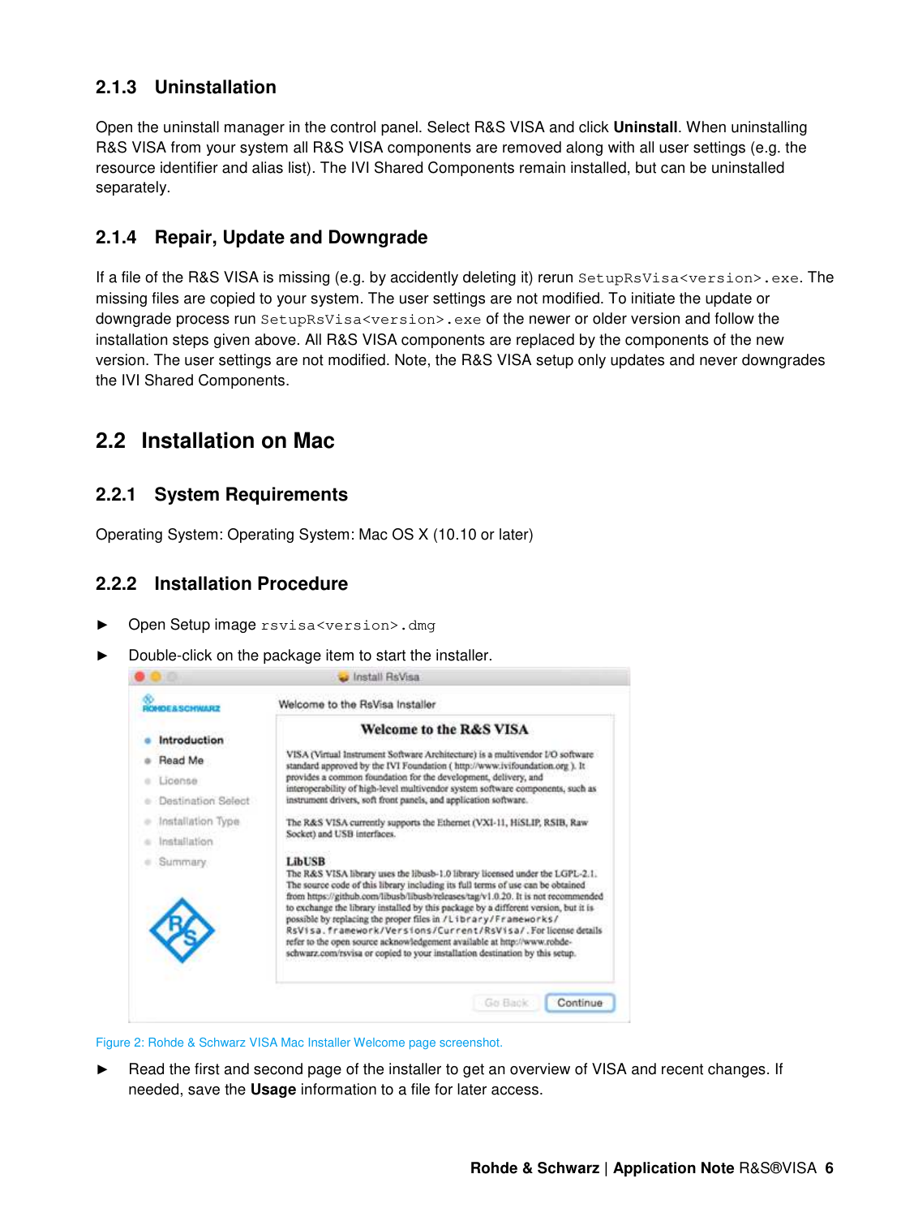### 2.1.3 Uninstallation

Open the uninstall manager in the control panel. Select R&S VISA and click **Uninstall**. When uninstalling R&S VISA from your system all R&S VISA components are removed along with all user settings (e.g. the resource identifier and alias list). The IVI Shared Components remain installed, but can be uninstalled separately.

### 2.1.4 Repair, Update and Downgrade

If a file of the R&S VISA is missing (e.g. by accidently deleting it) rerun `SetupRsVisa<version>.exe`. The missing files are copied to your system. The user settings are not modified. To initiate the update or downgrade process run `SetupRsVisa<version>.exe` of the newer or older version and follow the installation steps given above. All R&S VISA components are replaced by the components of the new version. The user settings are not modified. Note, the R&S VISA setup only updates and never downgrades the IVI Shared Components.

## 2.2 Installation on Mac

### 2.2.1 System Requirements

Operating System: Operating System: Mac OS X (10.10 or later)

### 2.2.2 Installation Procedure

► Open Setup image `rsvisa<version>.dmg`

► Double-click on the package item to start the installer.

Figure 2: Rohde & Schwarz VISA Mac Installer Welcome page screenshot.

► Read the first and second page of the installer to get an overview of VISA and recent changes. If needed, save the **Usage** information to a file for later access.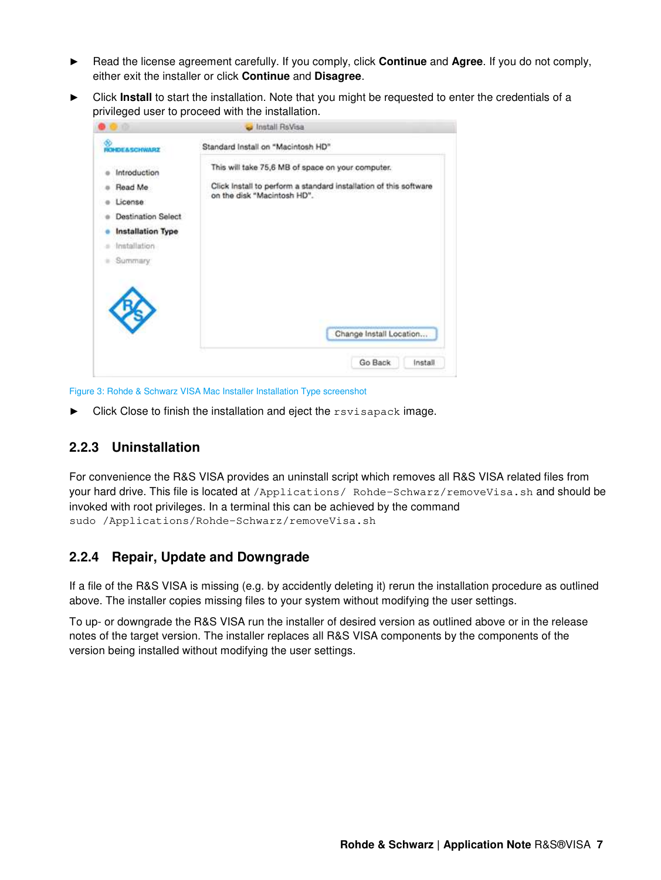- Read the license agreement carefully. If you comply, click **Continue** and **Agree**. If you do not comply, either exit the installer or click **Continue** and **Disagree**.
- Click **Install** to start the installation. Note that you might be requested to enter the credentials of a privileged user to proceed with the installation.

Figure 3: Rohde & Schwarz VISA Mac Installer Installation Type screenshot

- Click Close to finish the installation and eject the `rsvisapack` image.

### 2.2.3 Uninstallation

For convenience the R&S VISA provides an uninstall script which removes all R&S VISA related files from your hard drive. This file is located at `/Applications/ Rohde-Schwarz/removeVisa.sh` and should be invoked with root privileges. In a terminal this can be achieved by the command

```
sudo /Applications/Rohde-Schwarz/removeVisa.sh
```

### 2.2.4 Repair, Update and Downgrade

If a file of the R&S VISA is missing (e.g. by accidently deleting it) rerun the installation procedure as outlined above. The installer copies missing files to your system without modifying the user settings.

To up- or downgrade the R&S VISA run the installer of desired version as outlined above or in the release notes of the target version. The installer replaces all R&S VISA components by the components of the version being installed without modifying the user settings.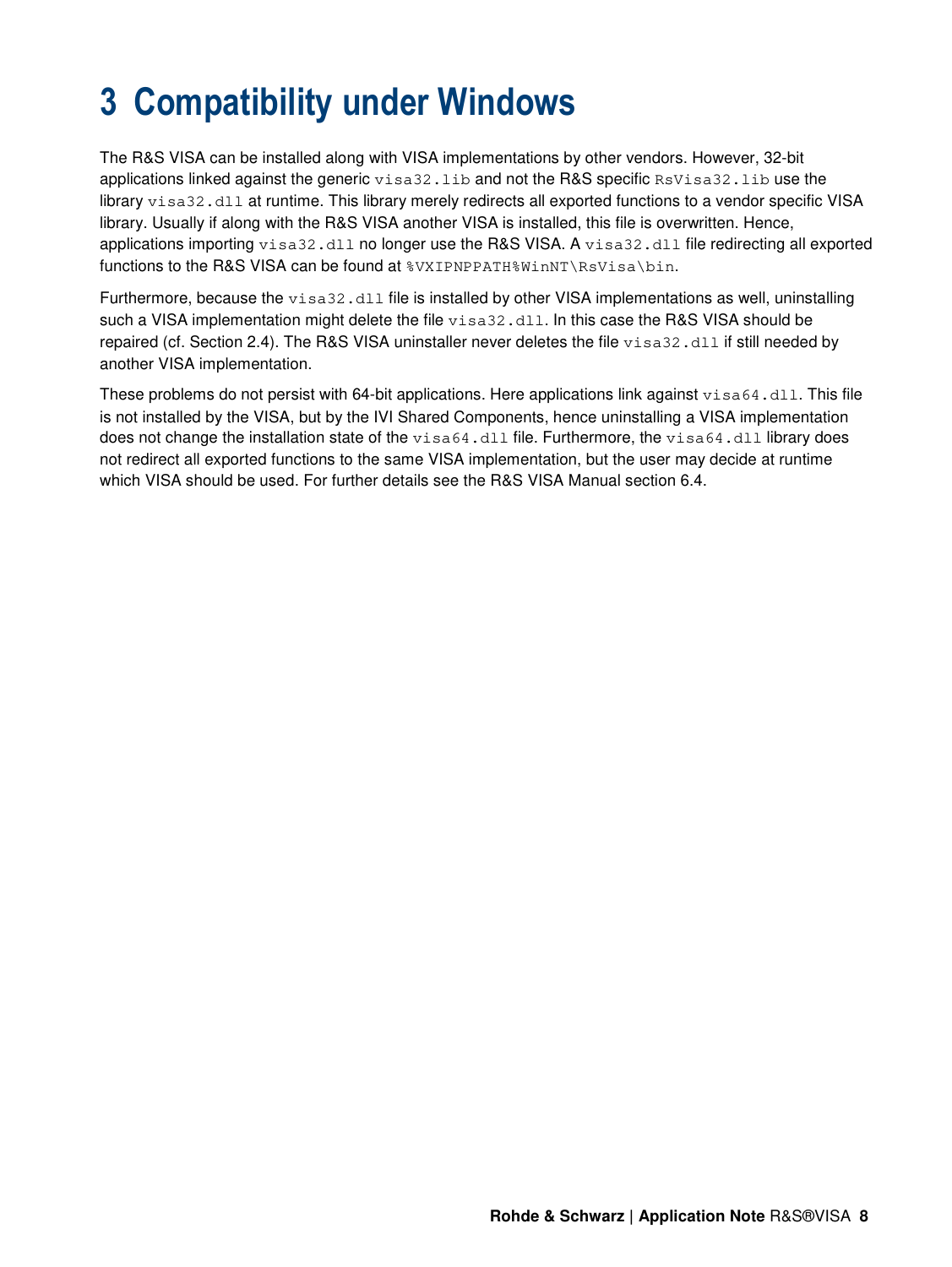# 3 Compatibility under Windows

The R&S VISA can be installed along with VISA implementations by other vendors. However, 32-bit applications linked against the generic `visa32.lib` and not the R&S specific `RsVisa32.lib` use the library `visa32.dll` at runtime. This library merely redirects all exported functions to a vendor specific VISA library. Usually if along with the R&S VISA another VISA is installed, this file is overwritten. Hence, applications importing `visa32.dll` no longer use the R&S VISA. A `visa32.dll` file redirecting all exported functions to the R&S VISA can be found at `%VXIPNPPATH%WinNT\RsVisa\bin`.

Furthermore, because the `visa32.dll` file is installed by other VISA implementations as well, uninstalling such a VISA implementation might delete the file `visa32.dll`. In this case the R&S VISA should be repaired (cf. Section 2.4). The R&S VISA uninstaller never deletes the file `visa32.dll` if still needed by another VISA implementation.

These problems do not persist with 64-bit applications. Here applications link against `visa64.dll`. This file is not installed by the VISA, but by the IVI Shared Components, hence uninstalling a VISA implementation does not change the installation state of the `visa64.dll` file. Furthermore, the `visa64.dll` library does not redirect all exported functions to the same VISA implementation, but the user may decide at runtime which VISA should be used. For further details see the R&S VISA Manual section 6.4.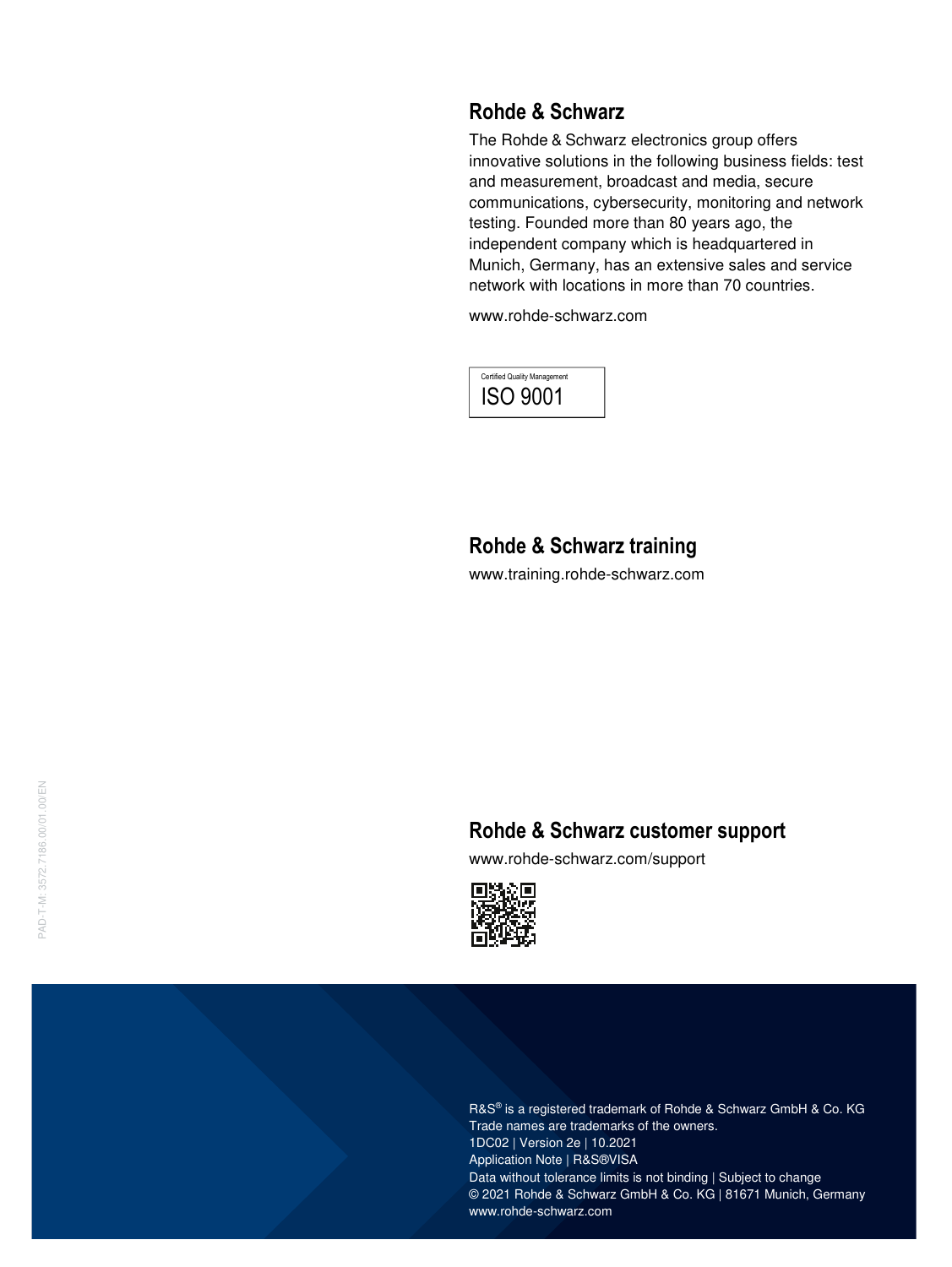## Rohde & Schwarz

The Rohde & Schwarz electronics group offers innovative solutions in the following business fields: test and measurement, broadcast and media, secure communications, cybersecurity, monitoring and network testing. Founded more than 80 years ago, the independent company which is headquartered in Munich, Germany, has an extensive sales and service network with locations in more than 70 countries.

www.rohde-schwarz.com

Certified Quality Management
ISO 9001

## Rohde & Schwarz training

www.training.rohde-schwarz.com

## Rohde & Schwarz customer support

www.rohde-schwarz.com/support

PAD-T-M: 3572.7186.00/01.00/EN

R&S® is a registered trademark of Rohde & Schwarz GmbH & Co. KG
Trade names are trademarks of the owners.
1DC02 | Version 2e | 10.2021
Application Note | R&S®VISA
Data without tolerance limits is not binding | Subject to change
© 2021 Rohde & Schwarz GmbH & Co. KG | 81671 Munich, Germany
www.rohde-schwarz.com